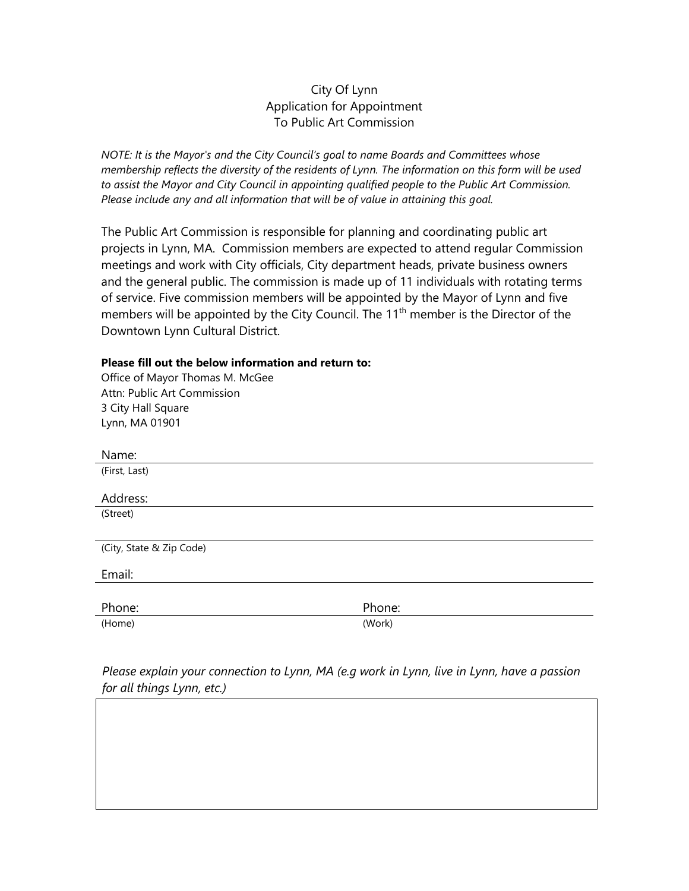City Of Lynn
Application for Appointment
To Public Art Commission

*NOTE: It is the Mayor's and the City Council's goal to name Boards and Committees whose membership reflects the diversity of the residents of Lynn. The information on this form will be used to assist the Mayor and City Council in appointing qualified people to the Public Art Commission. Please include any and all information that will be of value in attaining this goal.*

The Public Art Commission is responsible for planning and coordinating public art projects in Lynn, MA. Commission members are expected to attend regular Commission meetings and work with City officials, City department heads, private business owners and the general public. The commission is made up of 11 individuals with rotating terms of service. Five commission members will be appointed by the Mayor of Lynn and five members will be appointed by the City Council. The 11th member is the Director of the Downtown Lynn Cultural District.

**Please fill out the below information and return to:**
Office of Mayor Thomas M. McGee
Attn: Public Art Commission
3 City Hall Square
Lynn, MA 01901

Name: ______________________________
(First, Last)

Address: ______________________________
(Street)

______________________________
(City, State & Zip Code)

Email: ______________________________

Phone: ______________________________ Phone: ______________________________
(Home) (Work)

*Please explain your connection to Lynn, MA (e.g work in Lynn, live in Lynn, have a passion for all things Lynn, etc.)*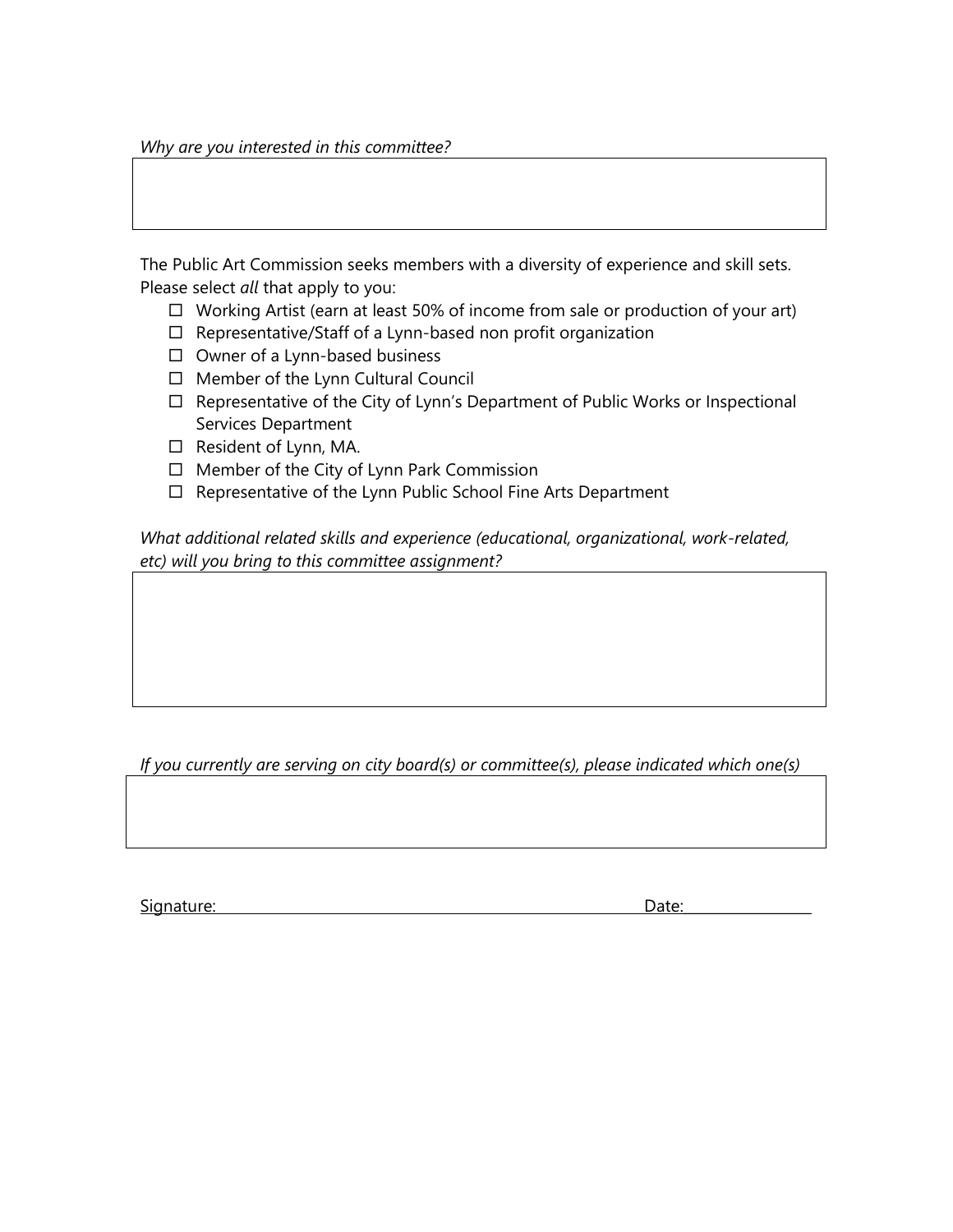*Why are you interested in this committee?*

The Public Art Commission seeks members with a diversity of experience and skill sets. Please select *all* that apply to you:

- ☐ Working Artist (earn at least 50% of income from sale or production of your art)
- ☐ Representative/Staff of a Lynn-based non profit organization
- ☐ Owner of a Lynn-based business
- ☐ Member of the Lynn Cultural Council
- ☐ Representative of the City of Lynn's Department of Public Works or Inspectional Services Department
- ☐ Resident of Lynn, MA.
- ☐ Member of the City of Lynn Park Commission
- ☐ Representative of the Lynn Public School Fine Arts Department

*What additional related skills and experience (educational, organizational, work-related, etc) will you bring to this committee assignment?*

*If you currently are serving on city board(s) or committee(s), please indicated which one(s)*

Signature: ______________________________ Date: ______________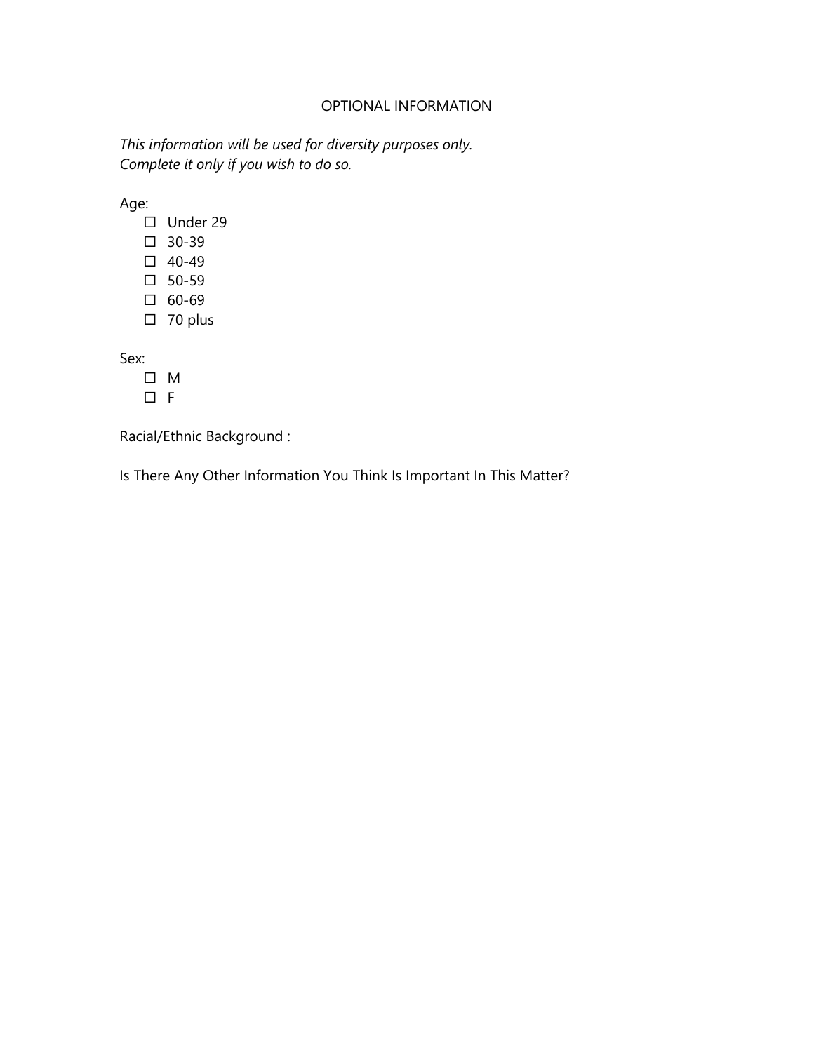OPTIONAL INFORMATION

*This information will be used for diversity purposes only.*
*Complete it only if you wish to do so.*

Age:

- ☐ Under 29
- ☐ 30-39
- ☐ 40-49
- ☐ 50-59
- ☐ 60-69
- ☐ 70 plus

Sex:

- ☐ M
- ☐ F

Racial/Ethnic Background :

Is There Any Other Information You Think Is Important In This Matter?